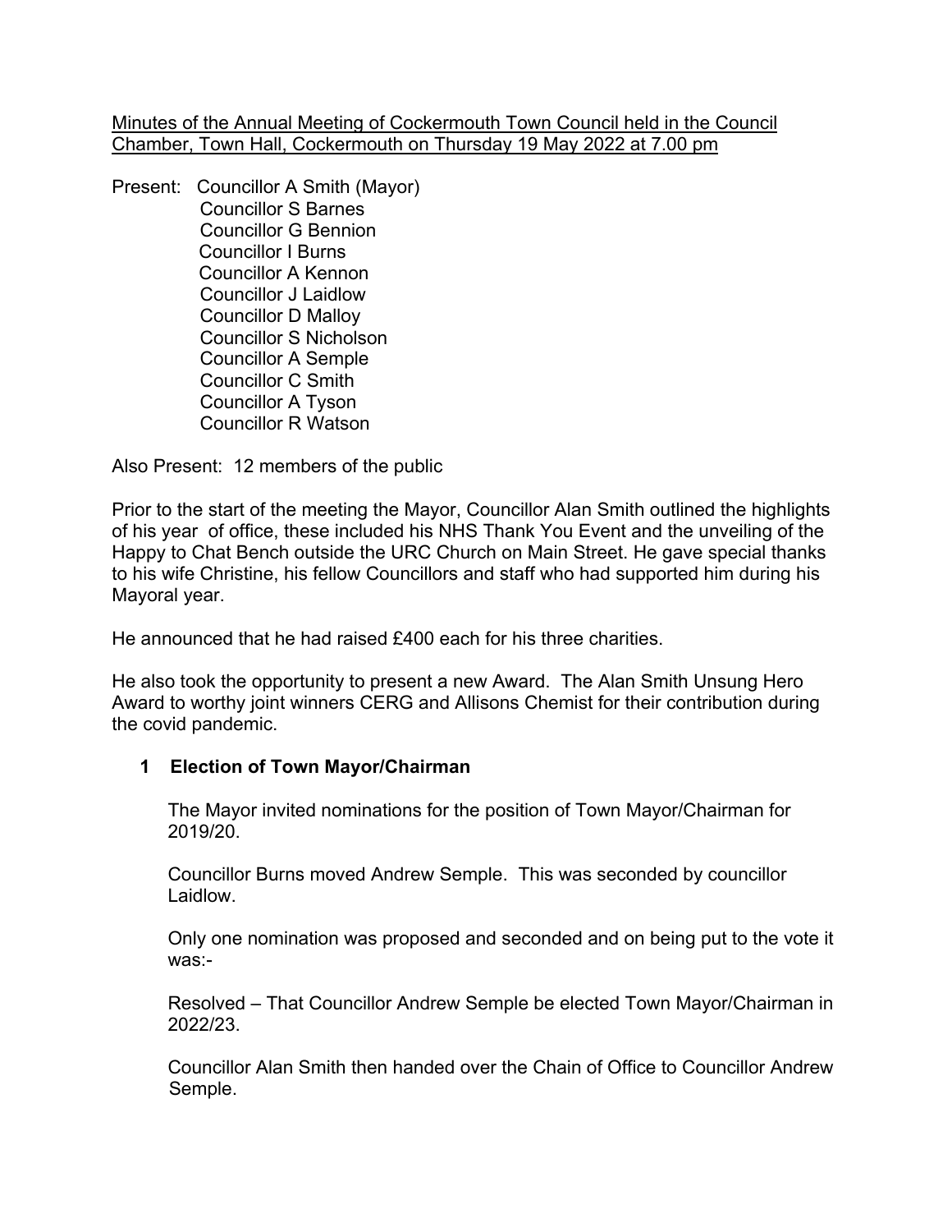Minutes of the Annual Meeting of Cockermouth Town Council held in the Council Chamber, Town Hall, Cockermouth on Thursday 19 May 2022 at 7.00 pm

Present: Councillor A Smith (Mayor)
Councillor S Barnes
Councillor G Bennion
Councillor I Burns
Councillor A Kennon
Councillor J Laidlow
Councillor D Malloy
Councillor S Nicholson
Councillor A Semple
Councillor C Smith
Councillor A Tyson
Councillor R Watson

Also Present: 12 members of the public

Prior to the start of the meeting the Mayor, Councillor Alan Smith outlined the highlights of his year of office, these included his NHS Thank You Event and the unveiling of the Happy to Chat Bench outside the URC Church on Main Street. He gave special thanks to his wife Christine, his fellow Councillors and staff who had supported him during his Mayoral year.

He announced that he had raised £400 each for his three charities.

He also took the opportunity to present a new Award. The Alan Smith Unsung Hero Award to worthy joint winners CERG and Allisons Chemist for their contribution during the covid pandemic.

## 1 Election of Town Mayor/Chairman

The Mayor invited nominations for the position of Town Mayor/Chairman for 2019/20.

Councillor Burns moved Andrew Semple. This was seconded by councillor Laidlow.

Only one nomination was proposed and seconded and on being put to the vote it was:-

Resolved – That Councillor Andrew Semple be elected Town Mayor/Chairman in 2022/23.

Councillor Alan Smith then handed over the Chain of Office to Councillor Andrew Semple.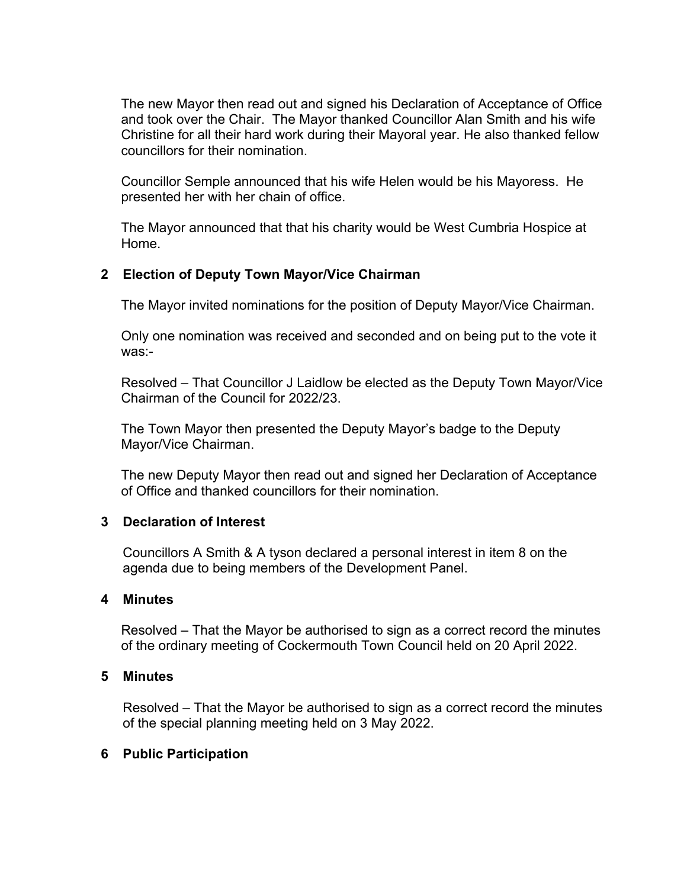The new Mayor then read out and signed his Declaration of Acceptance of Office and took over the Chair. The Mayor thanked Councillor Alan Smith and his wife Christine for all their hard work during their Mayoral year. He also thanked fellow councillors for their nomination.

Councillor Semple announced that his wife Helen would be his Mayoress. He presented her with her chain of office.

The Mayor announced that that his charity would be West Cumbria Hospice at Home.

**2 Election of Deputy Town Mayor/Vice Chairman**

The Mayor invited nominations for the position of Deputy Mayor/Vice Chairman.

Only one nomination was received and seconded and on being put to the vote it was:-

Resolved – That Councillor J Laidlow be elected as the Deputy Town Mayor/Vice Chairman of the Council for 2022/23.

The Town Mayor then presented the Deputy Mayor's badge to the Deputy Mayor/Vice Chairman.

The new Deputy Mayor then read out and signed her Declaration of Acceptance of Office and thanked councillors for their nomination.

**3 Declaration of Interest**

Councillors A Smith & A tyson declared a personal interest in item 8 on the agenda due to being members of the Development Panel.

**4 Minutes**

Resolved – That the Mayor be authorised to sign as a correct record the minutes of the ordinary meeting of Cockermouth Town Council held on 20 April 2022.

**5 Minutes**

Resolved – That the Mayor be authorised to sign as a correct record the minutes of the special planning meeting held on 3 May 2022.

**6 Public Participation**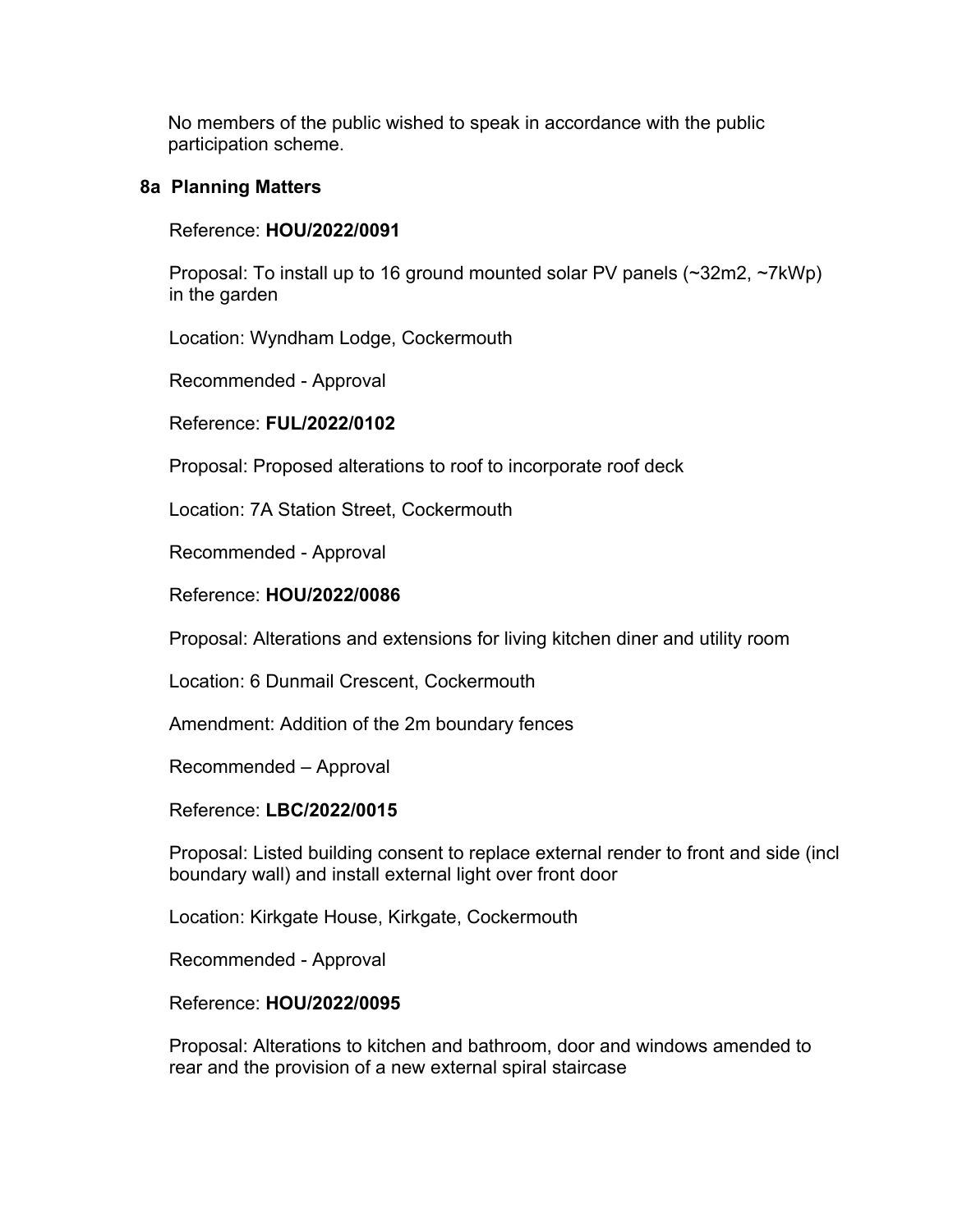No members of the public wished to speak in accordance with the public participation scheme.

### 8a Planning Matters

Reference: **HOU/2022/0091**

Proposal: To install up to 16 ground mounted solar PV panels (~32m2, ~7kWp) in the garden

Location: Wyndham Lodge, Cockermouth

Recommended - Approval

Reference: **FUL/2022/0102**

Proposal: Proposed alterations to roof to incorporate roof deck

Location: 7A Station Street, Cockermouth

Recommended - Approval

Reference: **HOU/2022/0086**

Proposal: Alterations and extensions for living kitchen diner and utility room

Location: 6 Dunmail Crescent, Cockermouth

Amendment: Addition of the 2m boundary fences

Recommended – Approval

Reference: **LBC/2022/0015**

Proposal: Listed building consent to replace external render to front and side (incl boundary wall) and install external light over front door

Location: Kirkgate House, Kirkgate, Cockermouth

Recommended - Approval

Reference: **HOU/2022/0095**

Proposal: Alterations to kitchen and bathroom, door and windows amended to rear and the provision of a new external spiral staircase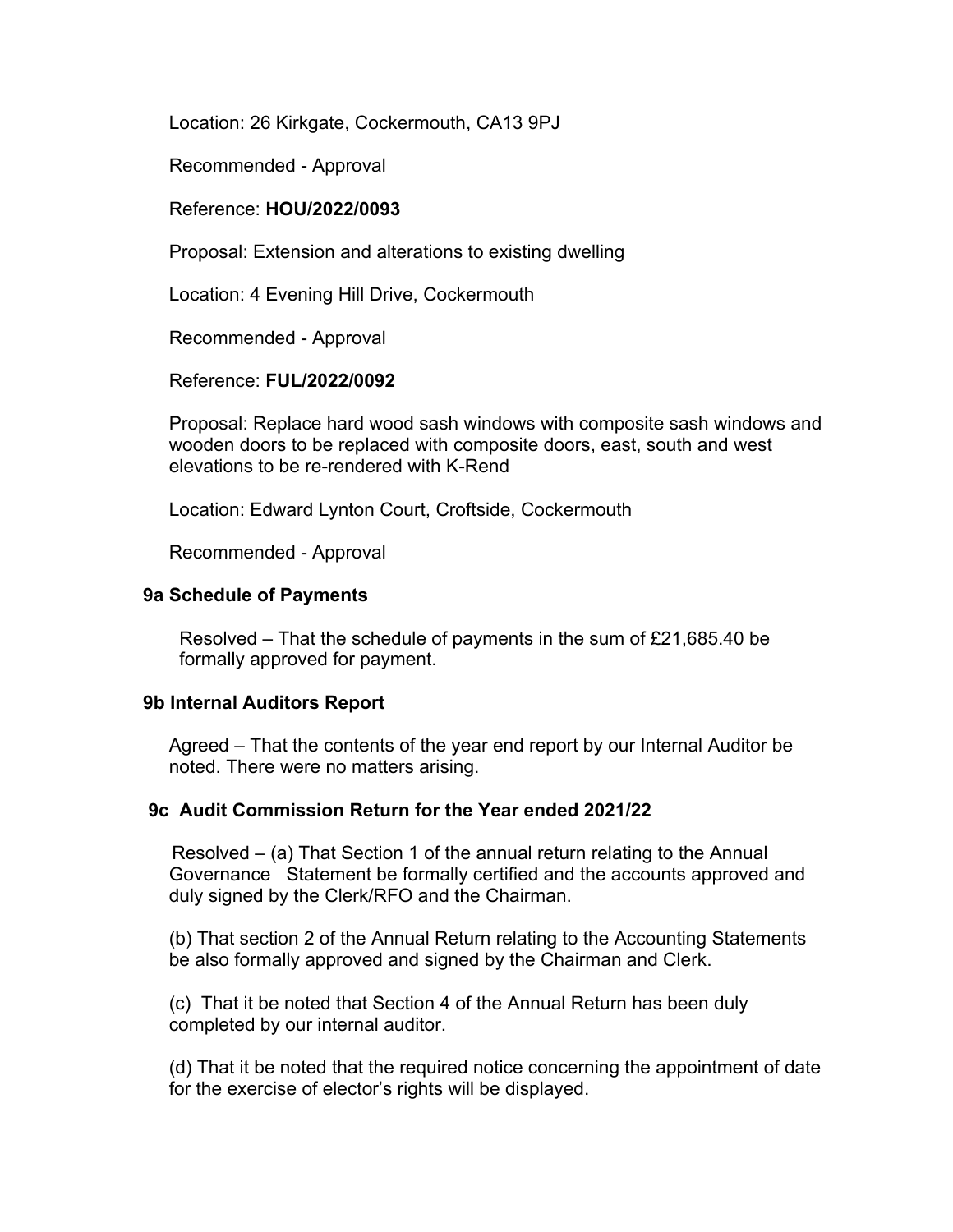Location: 26 Kirkgate, Cockermouth, CA13 9PJ

Recommended - Approval

Reference: **HOU/2022/0093**

Proposal: Extension and alterations to existing dwelling

Location: 4 Evening Hill Drive, Cockermouth

Recommended - Approval

Reference: **FUL/2022/0092**

Proposal: Replace hard wood sash windows with composite sash windows and wooden doors to be replaced with composite doors, east, south and west elevations to be re-rendered with K-Rend

Location: Edward Lynton Court, Croftside, Cockermouth

Recommended - Approval

**9a Schedule of Payments**

Resolved – That the schedule of payments in the sum of £21,685.40 be formally approved for payment.

**9b Internal Auditors Report**

Agreed – That the contents of the year end report by our Internal Auditor be noted. There were no matters arising.

**9c Audit Commission Return for the Year ended 2021/22**

Resolved – (a) That Section 1 of the annual return relating to the Annual Governance Statement be formally certified and the accounts approved and duly signed by the Clerk/RFO and the Chairman.

(b) That section 2 of the Annual Return relating to the Accounting Statements be also formally approved and signed by the Chairman and Clerk.

(c) That it be noted that Section 4 of the Annual Return has been duly completed by our internal auditor.

(d) That it be noted that the required notice concerning the appointment of date for the exercise of elector's rights will be displayed.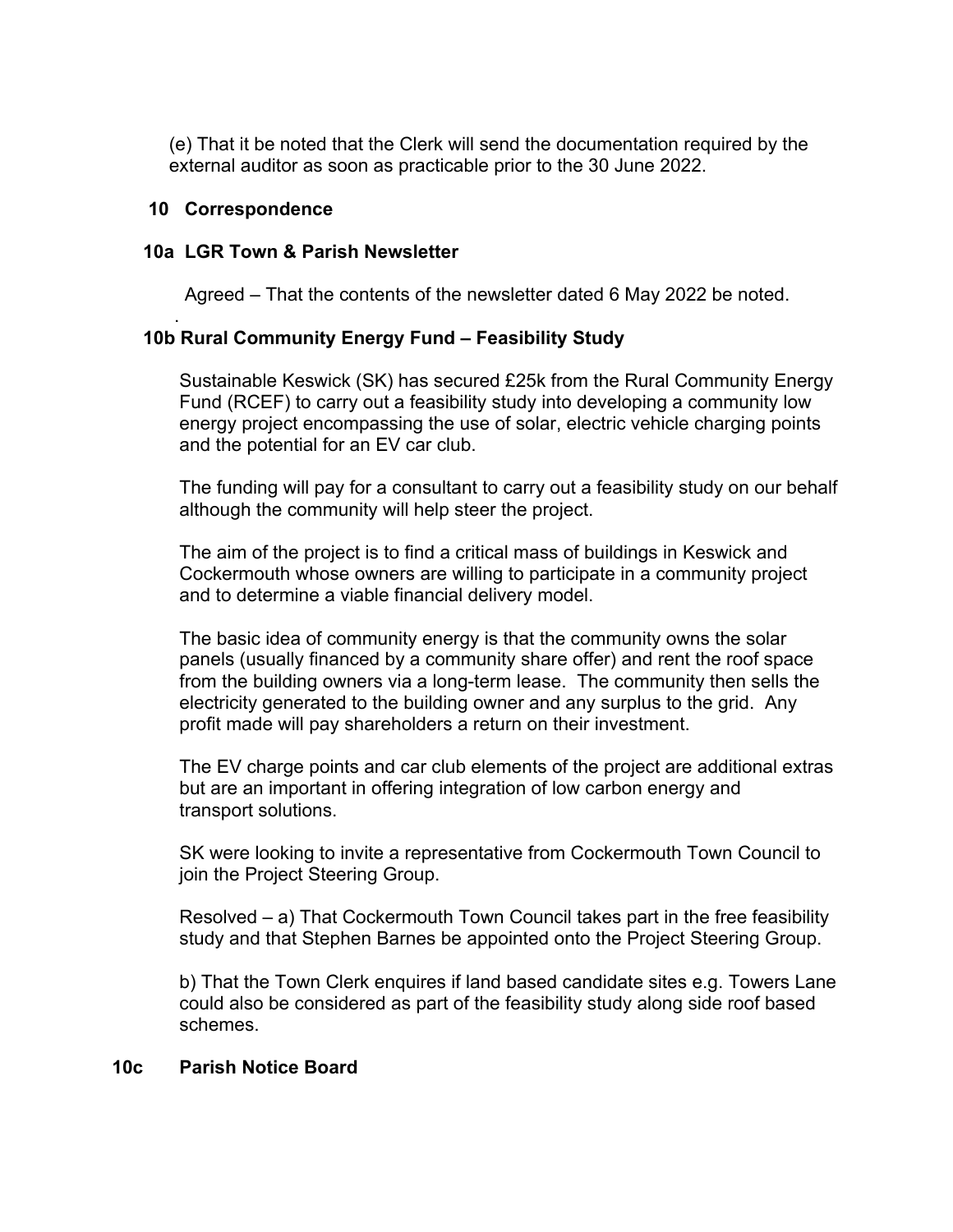(e) That it be noted that the Clerk will send the documentation required by the external auditor as soon as practicable prior to the 30 June 2022.

## 10 Correspondence

### 10a LGR Town & Parish Newsletter

Agreed – That the contents of the newsletter dated 6 May 2022 be noted.

### 10b Rural Community Energy Fund – Feasibility Study

Sustainable Keswick (SK) has secured £25k from the Rural Community Energy Fund (RCEF) to carry out a feasibility study into developing a community low energy project encompassing the use of solar, electric vehicle charging points and the potential for an EV car club.

The funding will pay for a consultant to carry out a feasibility study on our behalf although the community will help steer the project.

The aim of the project is to find a critical mass of buildings in Keswick and Cockermouth whose owners are willing to participate in a community project and to determine a viable financial delivery model.

The basic idea of community energy is that the community owns the solar panels (usually financed by a community share offer) and rent the roof space from the building owners via a long-term lease. The community then sells the electricity generated to the building owner and any surplus to the grid. Any profit made will pay shareholders a return on their investment.

The EV charge points and car club elements of the project are additional extras but are an important in offering integration of low carbon energy and transport solutions.

SK were looking to invite a representative from Cockermouth Town Council to join the Project Steering Group.

Resolved – a) That Cockermouth Town Council takes part in the free feasibility study and that Stephen Barnes be appointed onto the Project Steering Group.

b) That the Town Clerk enquires if land based candidate sites e.g. Towers Lane could also be considered as part of the feasibility study along side roof based schemes.

### 10c Parish Notice Board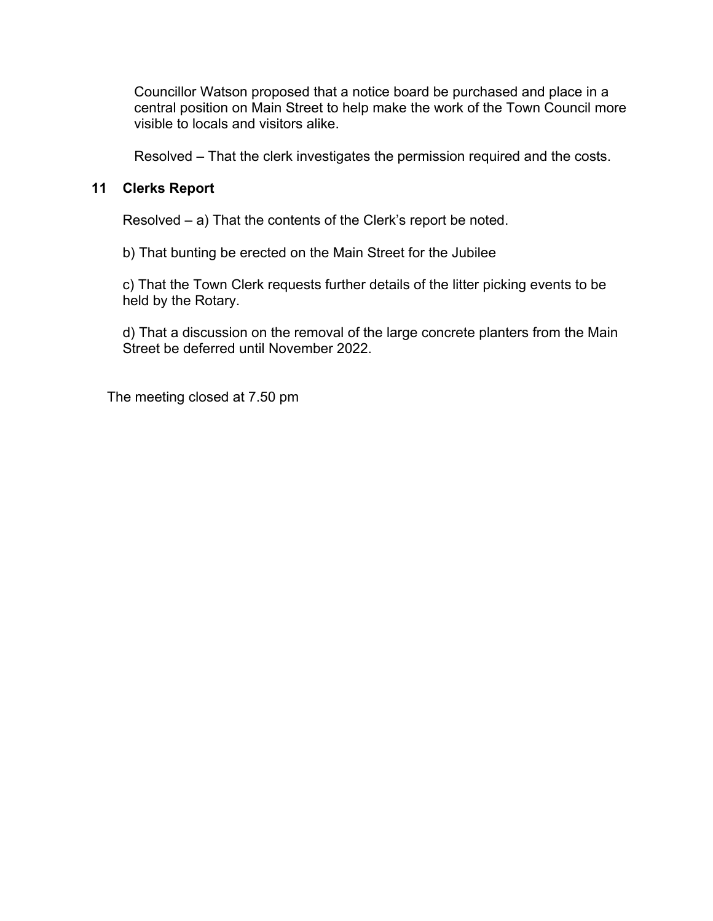Councillor Watson proposed that a notice board be purchased and place in a central position on Main Street to help make the work of the Town Council more visible to locals and visitors alike.

Resolved – That the clerk investigates the permission required and the costs.

## 11 Clerks Report

Resolved – a) That the contents of the Clerk's report be noted.

b) That bunting be erected on the Main Street for the Jubilee

c) That the Town Clerk requests further details of the litter picking events to be held by the Rotary.

d) That a discussion on the removal of the large concrete planters from the Main Street be deferred until November 2022.

The meeting closed at 7.50 pm